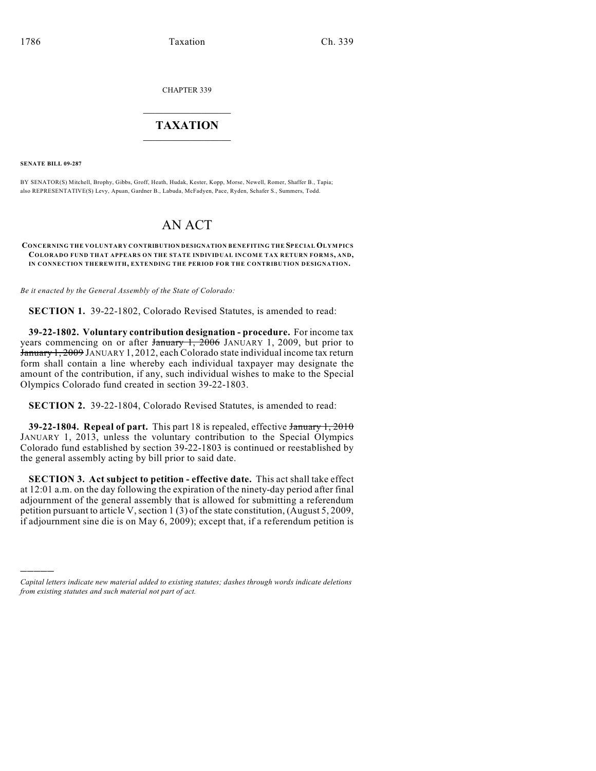CHAPTER 339

# TAXATION

**SENATE BILL 09-287**

BY SENATOR(S) Mitchell, Brophy, Gibbs, Groff, Heath, Hudak, Kester, Kopp, Morse, Newell, Romer, Shaffer B., Tapia; also REPRESENTATIVE(S) Levy, Apuan, Gardner B., Labuda, McFadyen, Pace, Ryden, Schafer S., Summers, Todd.

# AN ACT

**CONCERNING THE VOLUNTARY CONTRIBUTION DESIGNATION BENEFITING THE SPECIAL OLYMPICS COLORADO FUND THAT APPEARS ON THE STATE INDIVIDUAL INCOME TAX RETURN FORMS, AND, IN CONNECTION THEREWITH, EXTENDING THE PERIOD FOR THE CONTRIBUTION DESIGNATION.**

*Be it enacted by the General Assembly of the State of Colorado:*

**SECTION 1.** 39-22-1802, Colorado Revised Statutes, is amended to read:

**39-22-1802. Voluntary contribution designation - procedure.** For income tax years commencing on or after ~~January 1, 2006~~ JANUARY 1, 2009, but prior to ~~January 1, 2009~~ JANUARY 1, 2012, each Colorado state individual income tax return form shall contain a line whereby each individual taxpayer may designate the amount of the contribution, if any, such individual wishes to make to the Special Olympics Colorado fund created in section 39-22-1803.

**SECTION 2.** 39-22-1804, Colorado Revised Statutes, is amended to read:

**39-22-1804. Repeal of part.** This part 18 is repealed, effective ~~January 1, 2010~~ JANUARY 1, 2013, unless the voluntary contribution to the Special Olympics Colorado fund established by section 39-22-1803 is continued or reestablished by the general assembly acting by bill prior to said date.

**SECTION 3. Act subject to petition - effective date.** This act shall take effect at 12:01 a.m. on the day following the expiration of the ninety-day period after final adjournment of the general assembly that is allowed for submitting a referendum petition pursuant to article V, section 1 (3) of the state constitution, (August 5, 2009, if adjournment sine die is on May 6, 2009); except that, if a referendum petition is

---

*Capital letters indicate new material added to existing statutes; dashes through words indicate deletions from existing statutes and such material not part of act.*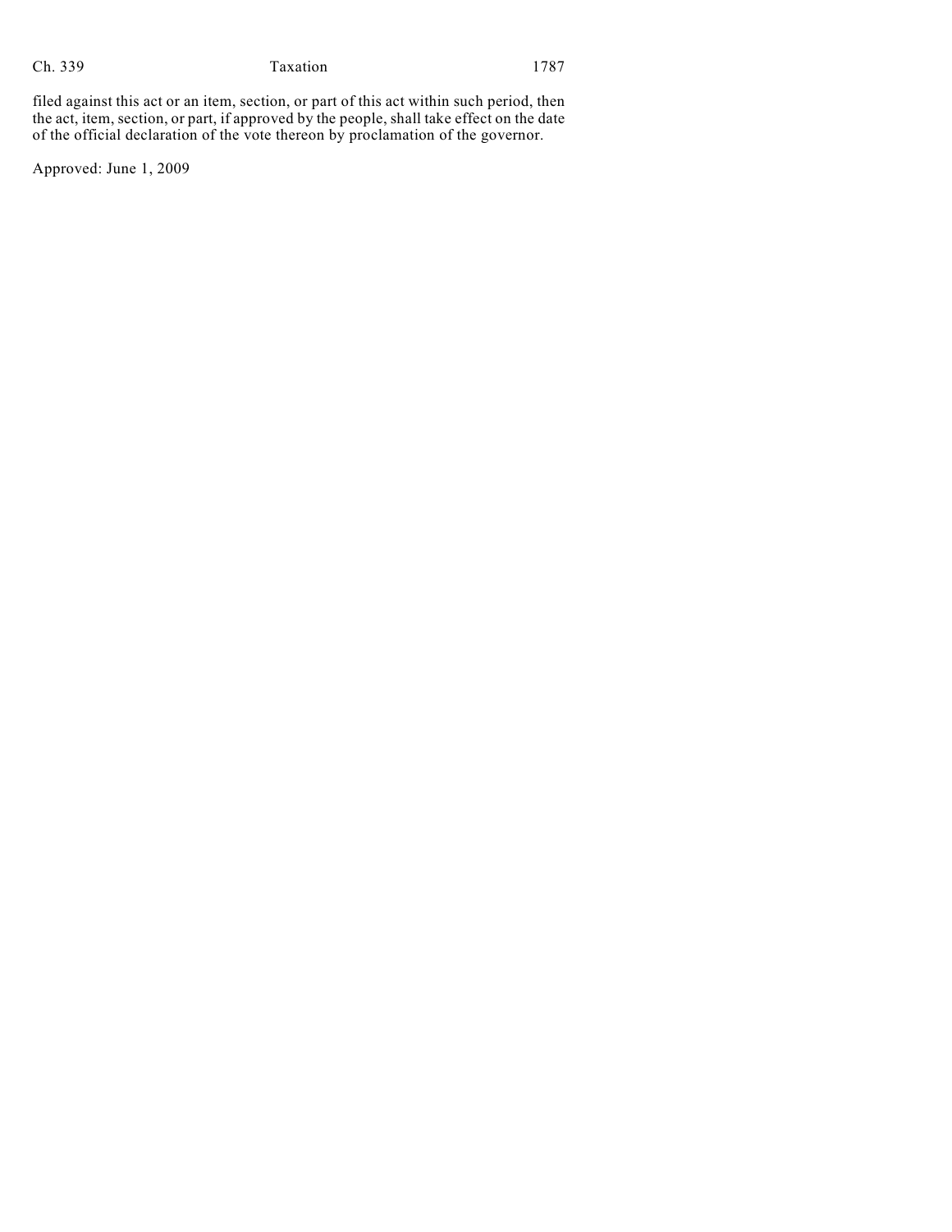filed against this act or an item, section, or part of this act within such period, then the act, item, section, or part, if approved by the people, shall take effect on the date of the official declaration of the vote thereon by proclamation of the governor.

Approved: June 1, 2009